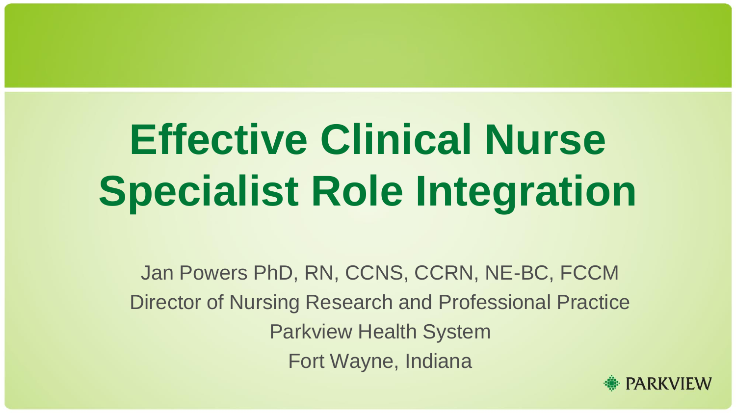# Effective Clinical Nurse Specialist Role Integration

Jan Powers PhD, RN, CCNS, CCRN, NE-BC, FCCM

Director of Nursing Research and Professional Practice

Parkview Health System

Fort Wayne, Indiana

PARKVIEW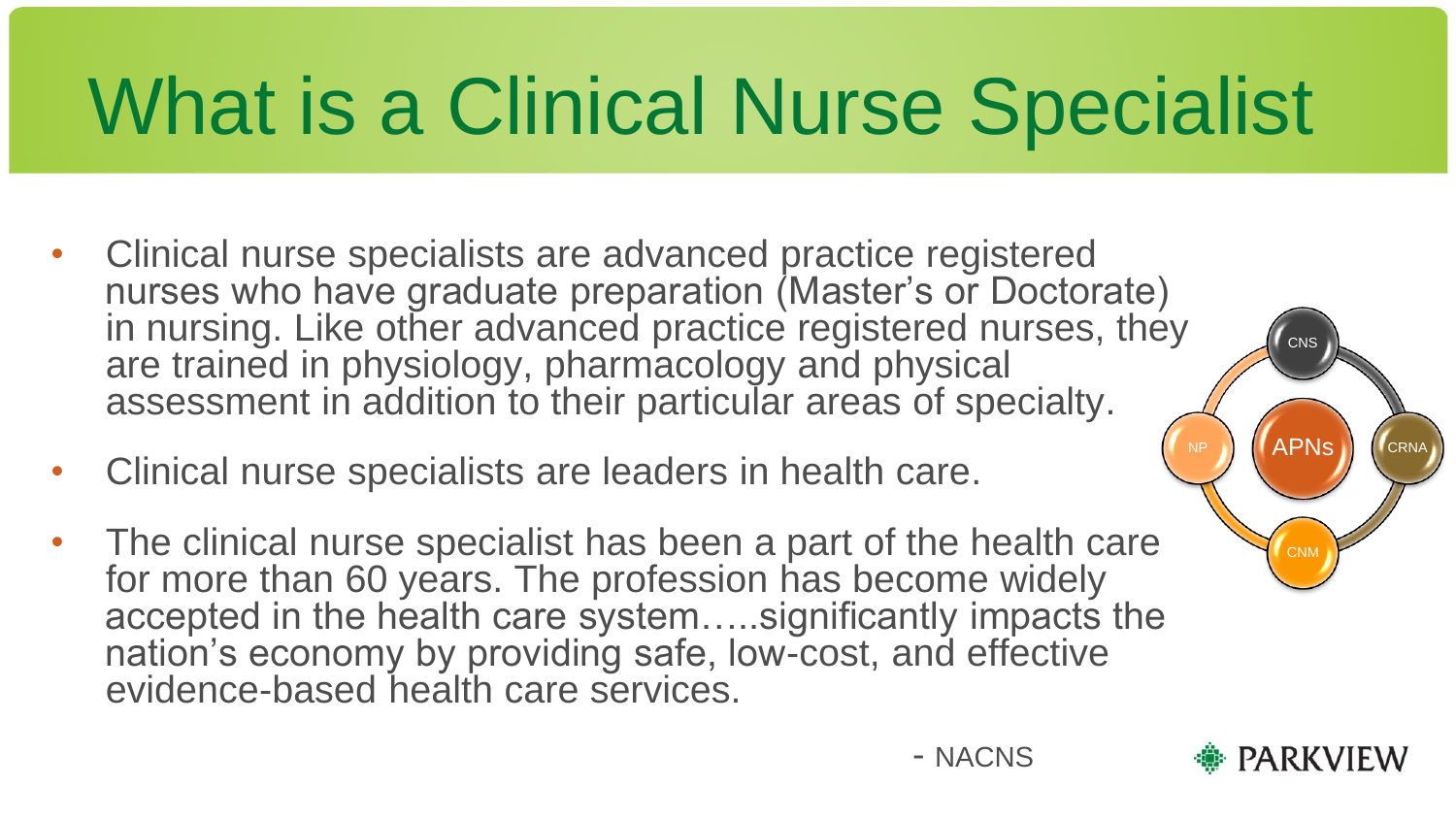# What is a Clinical Nurse Specialist

- Clinical nurse specialists are advanced practice registered nurses who have graduate preparation (Master's or Doctorate) in nursing. Like other advanced practice registered nurses, they are trained in physiology, pharmacology and physical assessment in addition to their particular areas of specialty.
- Clinical nurse specialists are leaders in health care.
- The clinical nurse specialist has been a part of the health care for more than 60 years. The profession has become widely accepted in the health care system…..significantly impacts the nation's economy by providing safe, low-cost, and effective evidence-based health care services.

CNS  
NP  
APNs  
CRNA  
CNM

- NACNS

PARKVIEW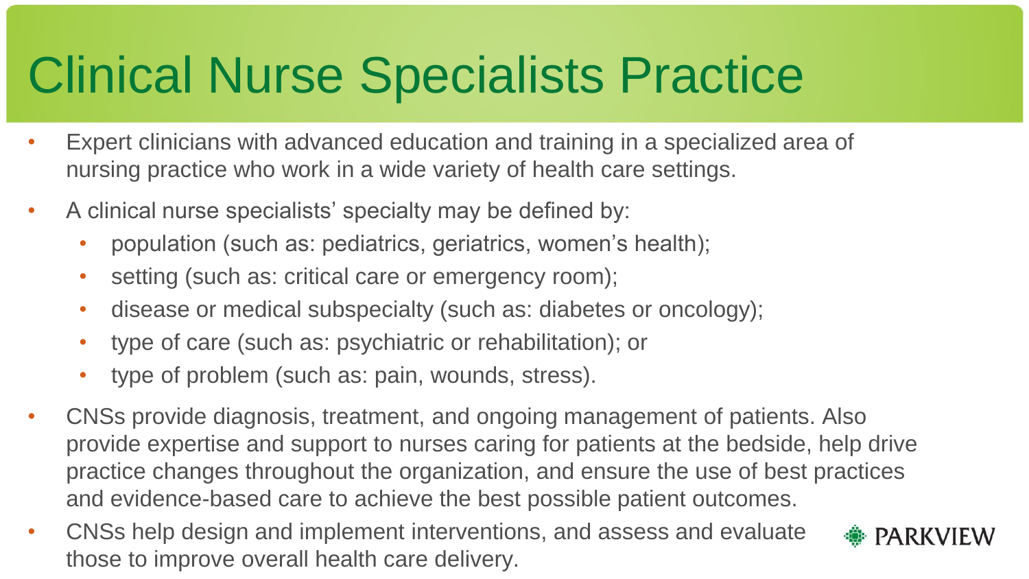# Clinical Nurse Specialists Practice

- Expert clinicians with advanced education and training in a specialized area of nursing practice who work in a wide variety of health care settings.
- A clinical nurse specialists' specialty may be defined by:
  - population (such as: pediatrics, geriatrics, women's health);
  - setting (such as: critical care or emergency room);
  - disease or medical subspecialty (such as: diabetes or oncology);
  - type of care (such as: psychiatric or rehabilitation); or
  - type of problem (such as: pain, wounds, stress).
- CNSs provide diagnosis, treatment, and ongoing management of patients. Also provide expertise and support to nurses caring for patients at the bedside, help drive practice changes throughout the organization, and ensure the use of best practices and evidence-based care to achieve the best possible patient outcomes.
- CNSs help design and implement interventions, and assess and evaluate those to improve overall health care delivery.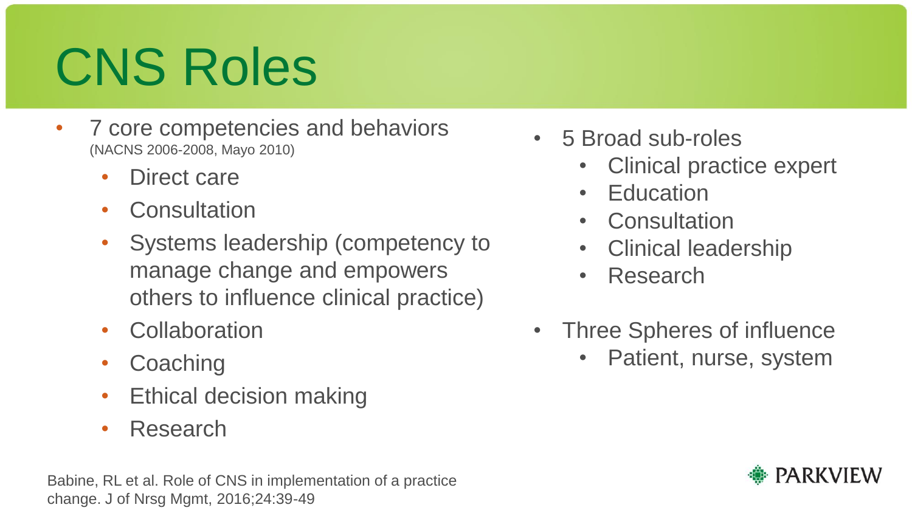# CNS Roles

- 7 core competencies and behaviors (NACNS 2006-2008, Mayo 2010)
  - Direct care
  - Consultation
  - Systems leadership (competency to manage change and empowers others to influence clinical practice)
  - Collaboration
  - Coaching
  - Ethical decision making
  - Research

- 5 Broad sub-roles
  - Clinical practice expert
  - Education
  - Consultation
  - Clinical leadership
  - Research

- Three Spheres of influence
  - Patient, nurse, system

Babine, RL et al. Role of CNS in implementation of a practice change. J of Nrsg Mgmt, 2016;24:39-49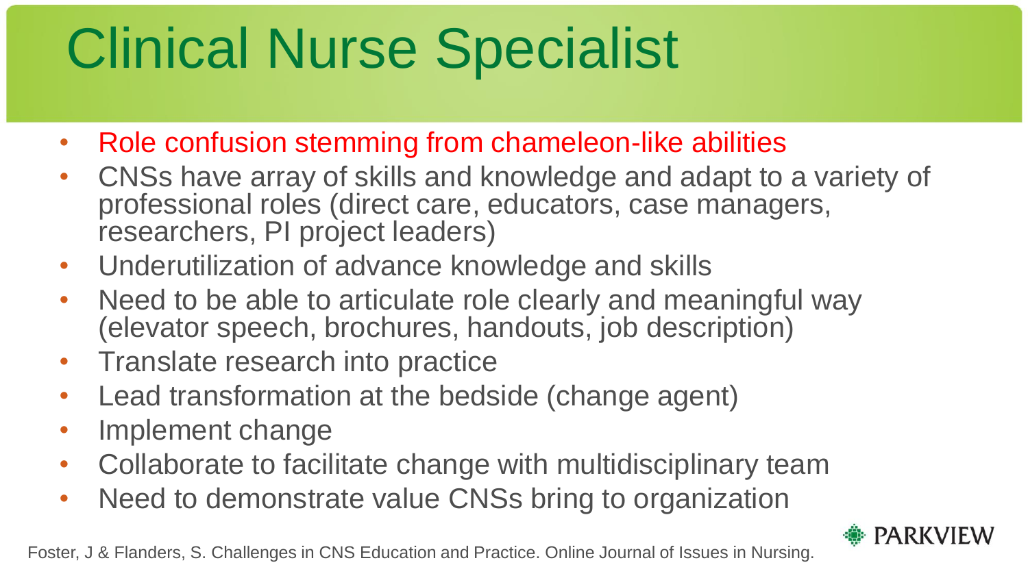# Clinical Nurse Specialist

- Role confusion stemming from chameleon-like abilities
- CNSs have array of skills and knowledge and adapt to a variety of professional roles (direct care, educators, case managers, researchers, PI project leaders)
- Underutilization of advance knowledge and skills
- Need to be able to articulate role clearly and meaningful way (elevator speech, brochures, handouts, job description)
- Translate research into practice
- Lead transformation at the bedside (change agent)
- Implement change
- Collaborate to facilitate change with multidisciplinary team
- Need to demonstrate value CNSs bring to organization

Foster, J & Flanders, S. Challenges in CNS Education and Practice. Online Journal of Issues in Nursing.

PARKVIEW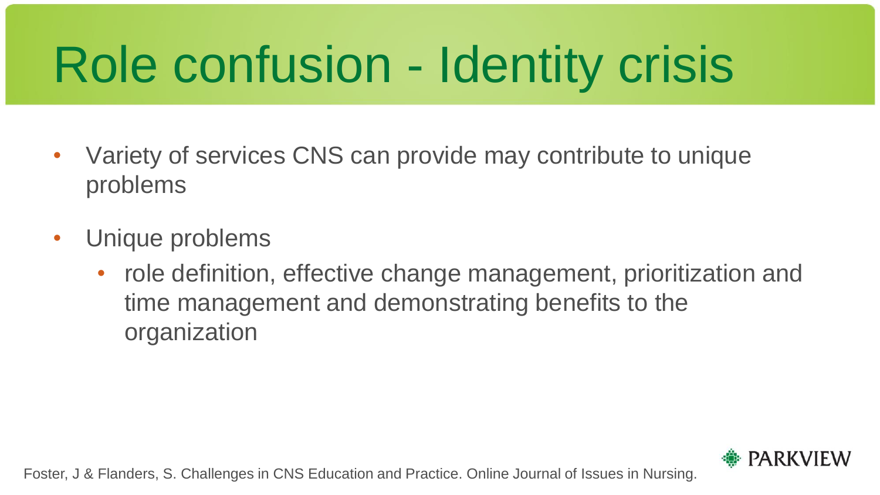# Role confusion - Identity crisis

- Variety of services CNS can provide may contribute to unique problems
- Unique problems
  - role definition, effective change management, prioritization and time management and demonstrating benefits to the organization

Foster, J & Flanders, S. Challenges in CNS Education and Practice. Online Journal of Issues in Nursing.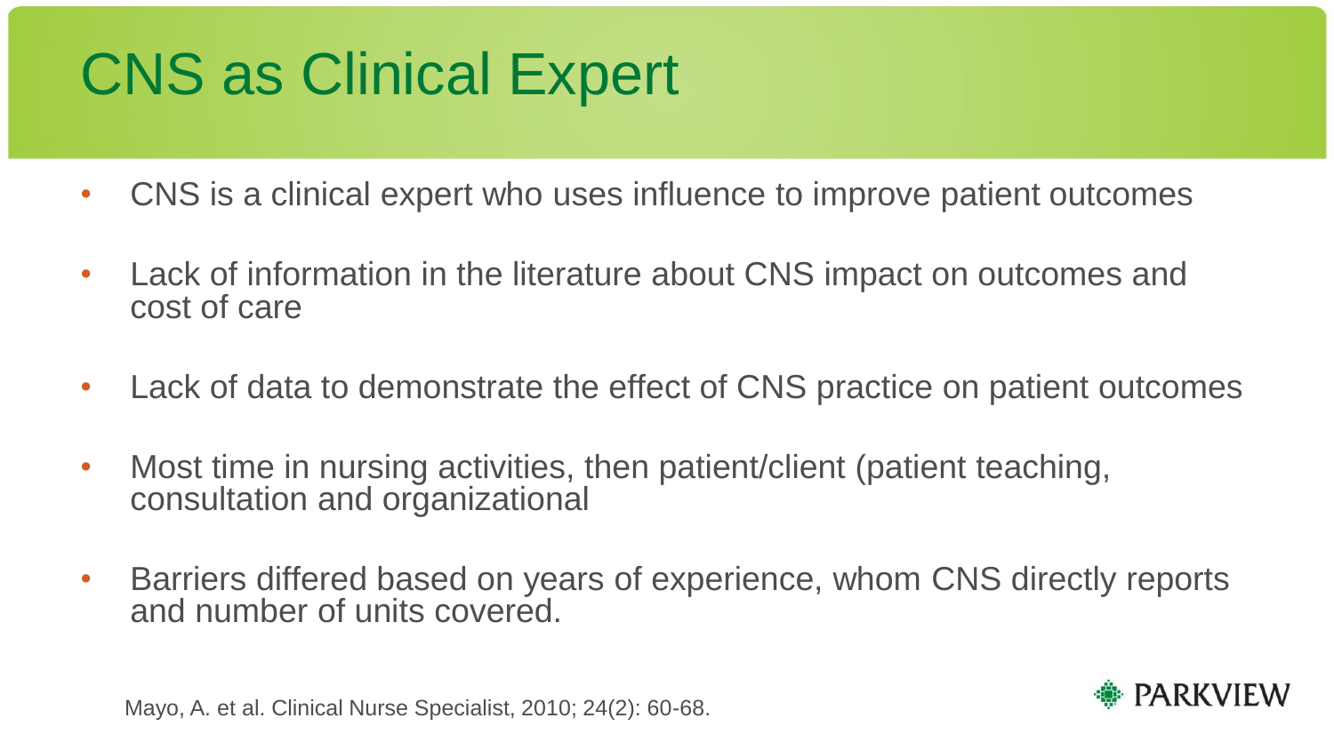# CNS as Clinical Expert

- CNS is a clinical expert who uses influence to improve patient outcomes
- Lack of information in the literature about CNS impact on outcomes and cost of care
- Lack of data to demonstrate the effect of CNS practice on patient outcomes
- Most time in nursing activities, then patient/client (patient teaching, consultation and organizational
- Barriers differed based on years of experience, whom CNS directly reports and number of units covered.

Mayo, A. et al. Clinical Nurse Specialist, 2010; 24(2): 60-68.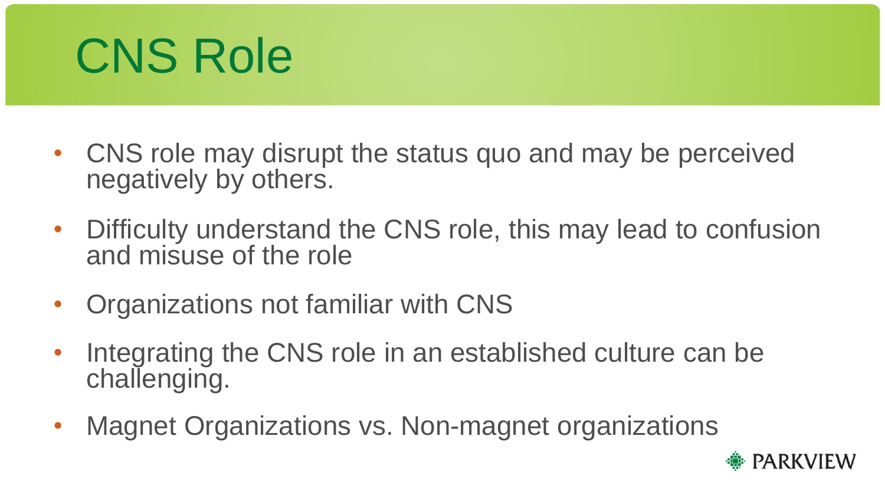# CNS Role

- CNS role may disrupt the status quo and may be perceived negatively by others.
- Difficulty understand the CNS role, this may lead to confusion and misuse of the role
- Organizations not familiar with CNS
- Integrating the CNS role in an established culture can be challenging.
- Magnet Organizations vs. Non-magnet organizations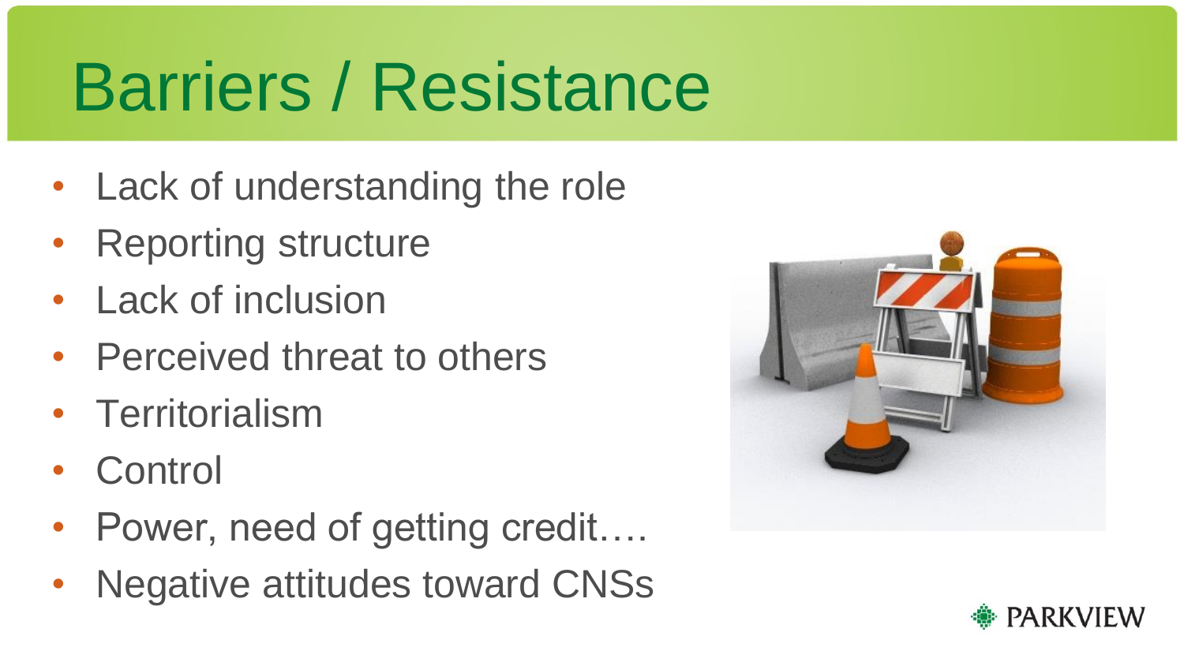# Barriers / Resistance

- Lack of understanding the role
- Reporting structure
- Lack of inclusion
- Perceived threat to others
- Territorialism
- Control
- Power, need of getting credit….
- Negative attitudes toward CNSs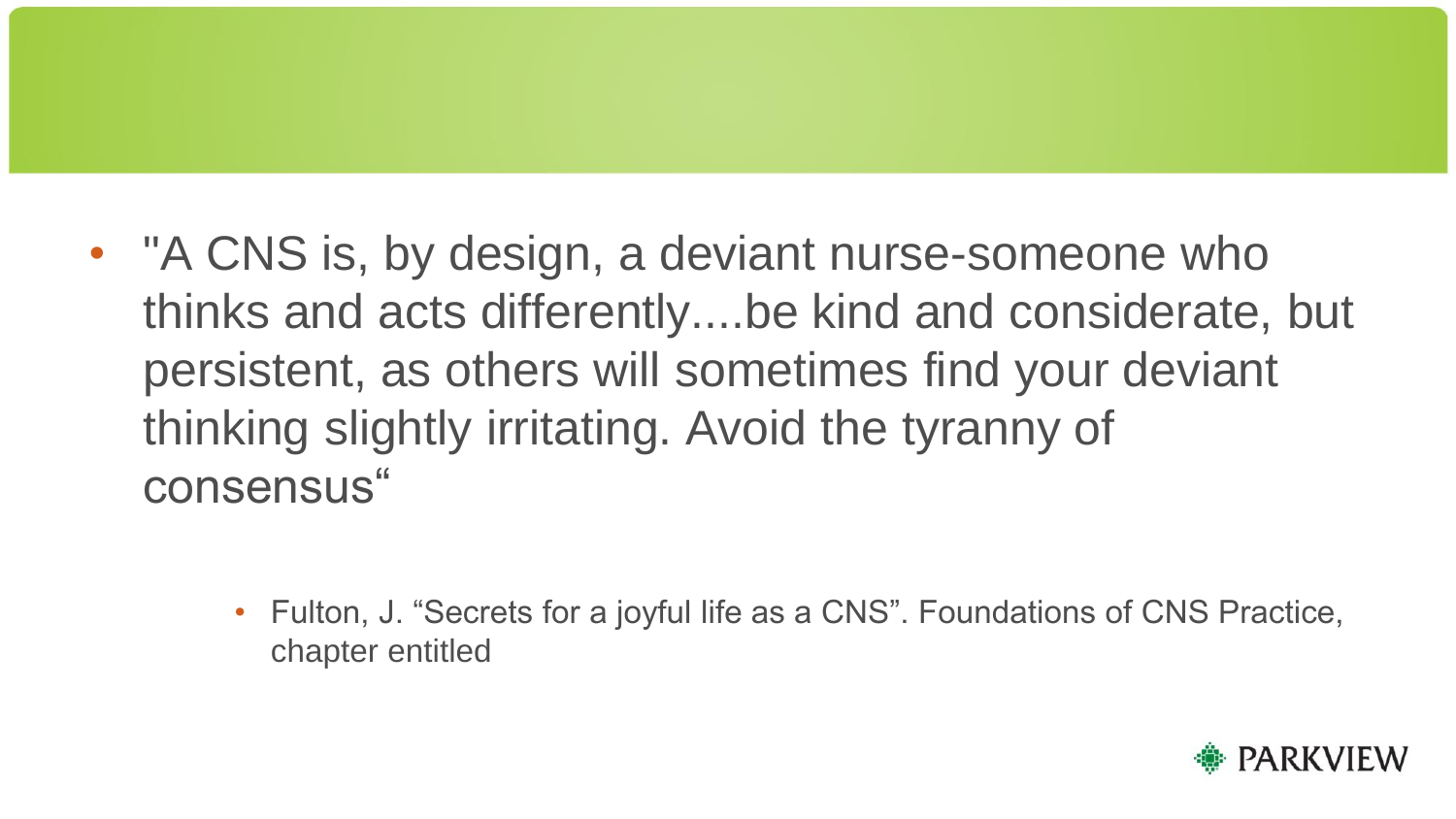- "A CNS is, by design, a deviant nurse-someone who thinks and acts differently....be kind and considerate, but persistent, as others will sometimes find your deviant thinking slightly irritating. Avoid the tyranny of consensus"

  - Fulton, J. "Secrets for a joyful life as a CNS". Foundations of CNS Practice, chapter entitled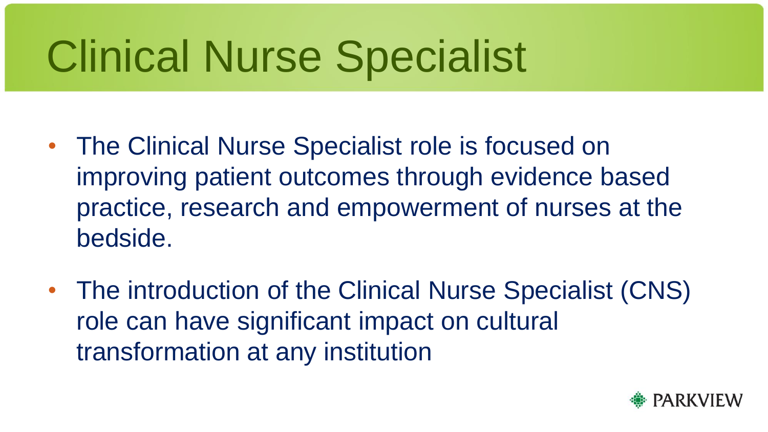# Clinical Nurse Specialist

- The Clinical Nurse Specialist role is focused on improving patient outcomes through evidence based practice, research and empowerment of nurses at the bedside.
- The introduction of the Clinical Nurse Specialist (CNS) role can have significant impact on cultural transformation at any institution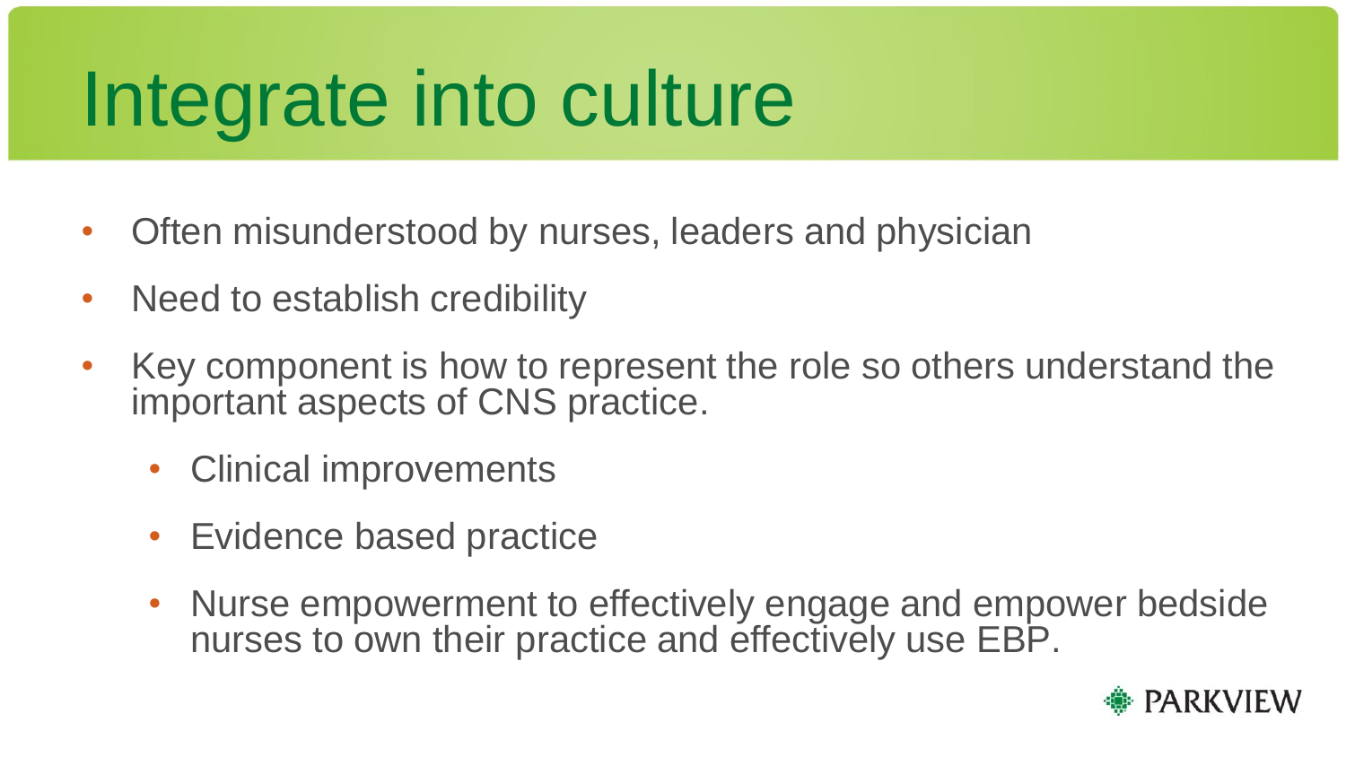# Integrate into culture

- Often misunderstood by nurses, leaders and physician
- Need to establish credibility
- Key component is how to represent the role so others understand the important aspects of CNS practice.
  - Clinical improvements
  - Evidence based practice
  - Nurse empowerment to effectively engage and empower bedside nurses to own their practice and effectively use EBP.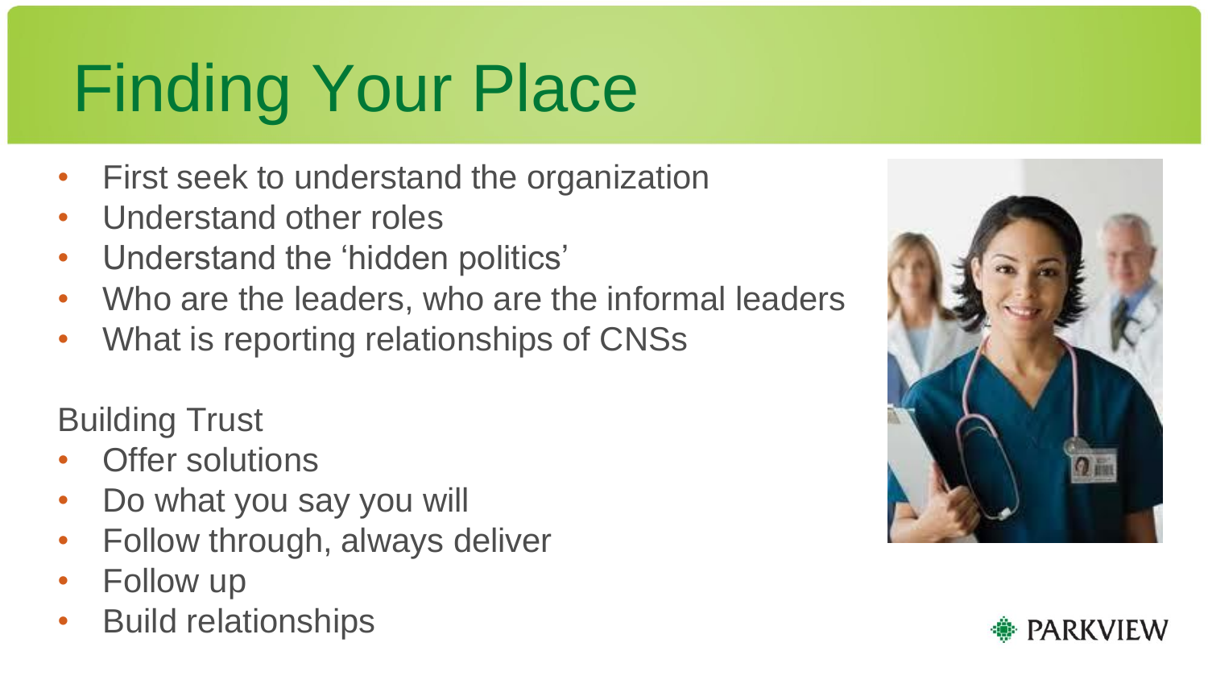# Finding Your Place

- First seek to understand the organization
- Understand other roles
- Understand the ‘hidden politics’
- Who are the leaders, who are the informal leaders
- What is reporting relationships of CNSs

Building Trust

- Offer solutions
- Do what you say you will
- Follow through, always deliver
- Follow up
- Build relationships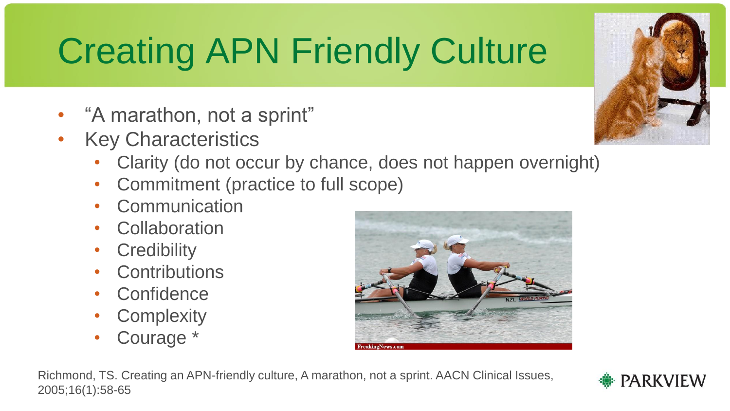# Creating APN Friendly Culture

- "A marathon, not a sprint"
- Key Characteristics
  - Clarity (do not occur by chance, does not happen overnight)
  - Commitment (practice to full scope)
  - Communication
  - Collaboration
  - Credibility
  - Contributions
  - Confidence
  - Complexity
  - Courage *

Richmond, TS. Creating an APN-friendly culture, A marathon, not a sprint. AACN Clinical Issues, 2005;16(1):58-65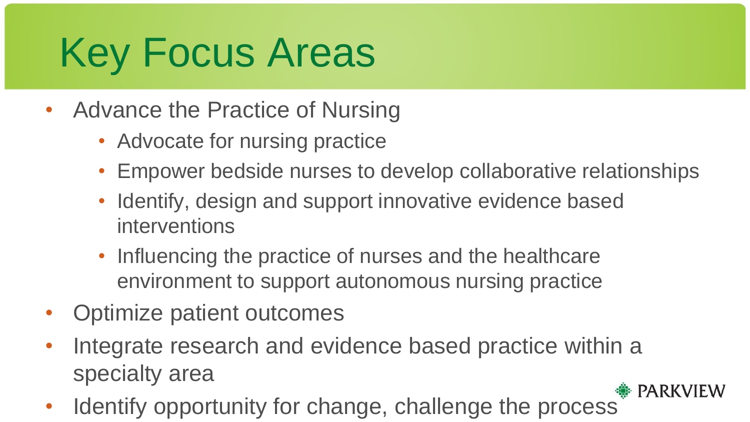# Key Focus Areas

- Advance the Practice of Nursing
  - Advocate for nursing practice
  - Empower bedside nurses to develop collaborative relationships
  - Identify, design and support innovative evidence based interventions
  - Influencing the practice of nurses and the healthcare environment to support autonomous nursing practice
- Optimize patient outcomes
- Integrate research and evidence based practice within a specialty area
- Identify opportunity for change, challenge the process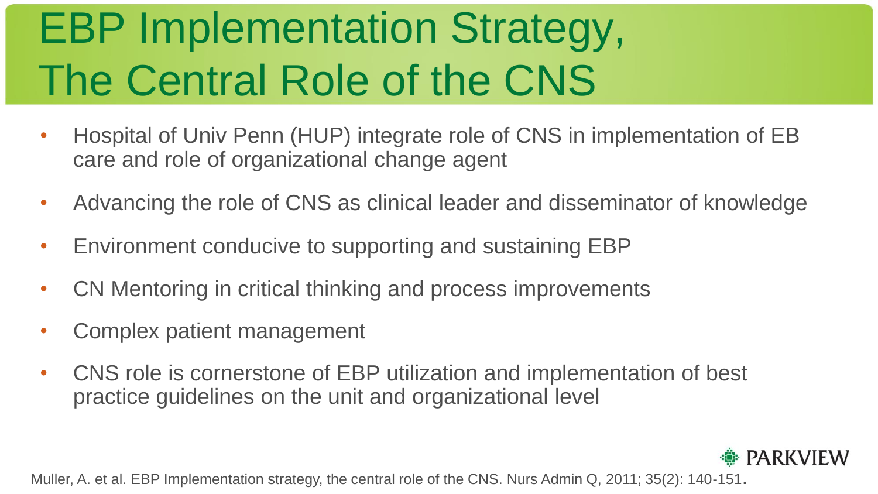# EBP Implementation Strategy, The Central Role of the CNS

- Hospital of Univ Penn (HUP) integrate role of CNS in implementation of EB care and role of organizational change agent
- Advancing the role of CNS as clinical leader and disseminator of knowledge
- Environment conducive to supporting and sustaining EBP
- CN Mentoring in critical thinking and process improvements
- Complex patient management
- CNS role is cornerstone of EBP utilization and implementation of best practice guidelines on the unit and organizational level

Muller, A. et al. EBP Implementation strategy, the central role of the CNS. Nurs Admin Q, 2011; 35(2): 140-151.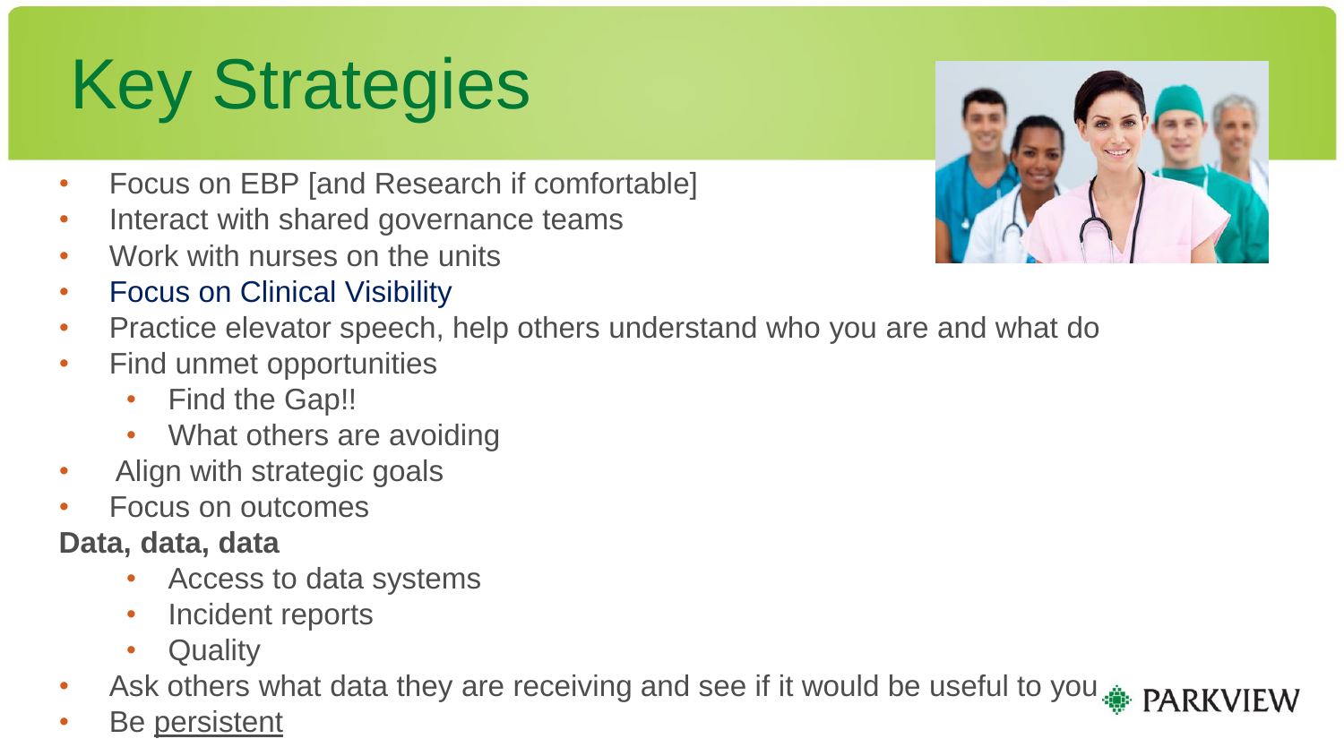# Key Strategies

- Focus on EBP [and Research if comfortable]
- Interact with shared governance teams
- Work with nurses on the units
- Focus on Clinical Visibility
- Practice elevator speech, help others understand who you are and what do
- Find unmet opportunities
  - Find the Gap!!
  - What others are avoiding
- Align with strategic goals
- Focus on outcomes

**Data, data, data**

  - Access to data systems
  - Incident reports
  - Quality

- Ask others what data they are receiving and see if it would be useful to you
- Be persistent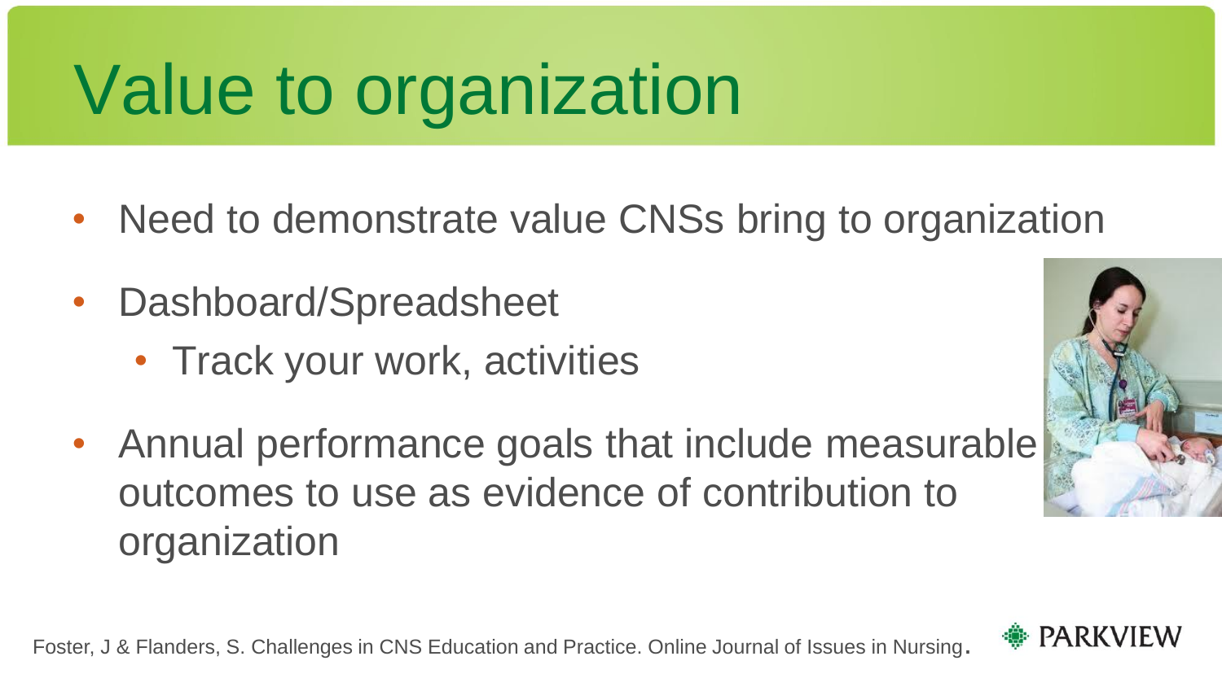# Value to organization

- Need to demonstrate value CNSs bring to organization
- Dashboard/Spreadsheet
  - Track your work, activities
- Annual performance goals that include measurable outcomes to use as evidence of contribution to organization

Foster, J & Flanders, S. Challenges in CNS Education and Practice. Online Journal of Issues in Nursing.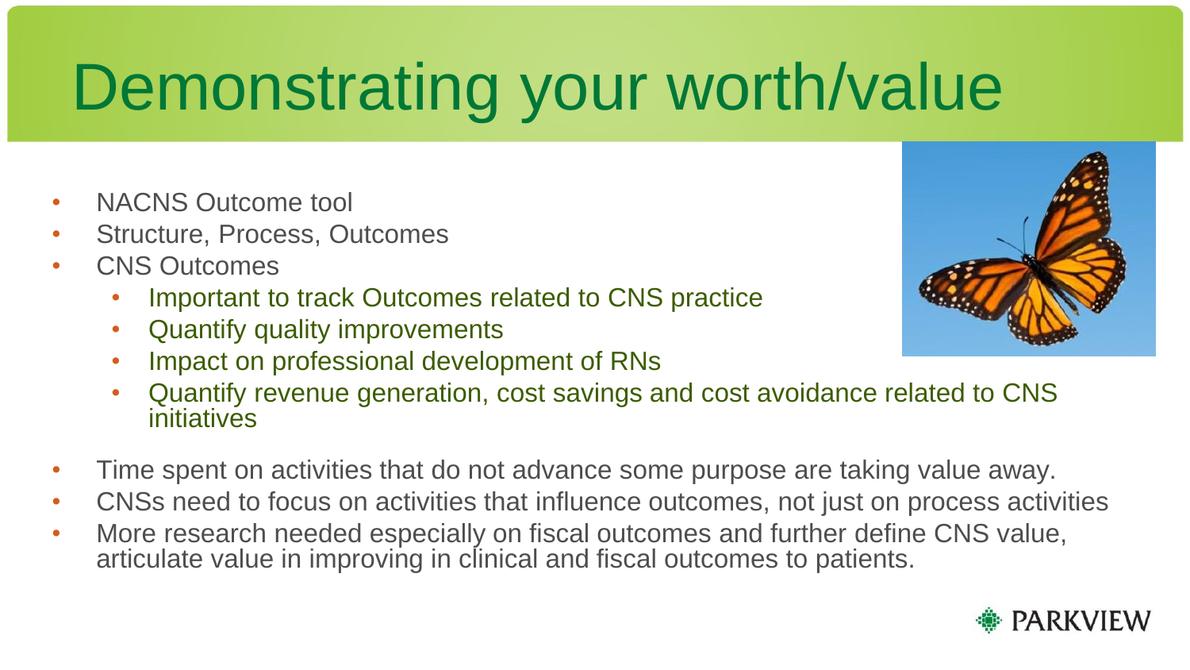# Demonstrating your worth/value

- NACNS Outcome tool
- Structure, Process, Outcomes
- CNS Outcomes
  - Important to track Outcomes related to CNS practice
  - Quantify quality improvements
  - Impact on professional development of RNs
  - Quantify revenue generation, cost savings and cost avoidance related to CNS initiatives
- Time spent on activities that do not advance some purpose are taking value away.
- CNSs need to focus on activities that influence outcomes, not just on process activities
- More research needed especially on fiscal outcomes and further define CNS value, articulate value in improving in clinical and fiscal outcomes to patients.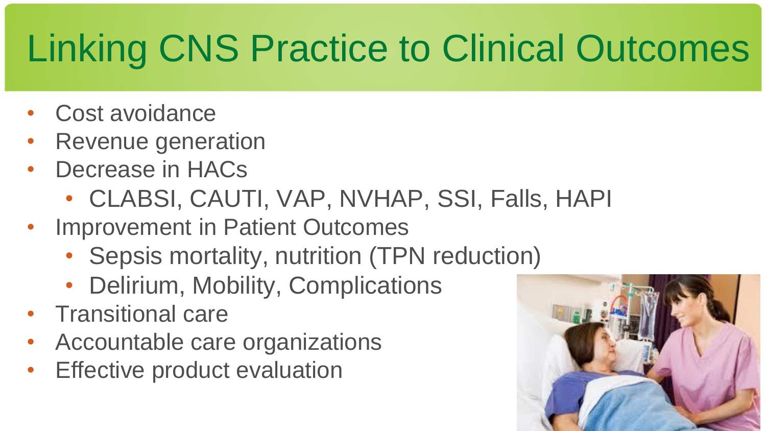# Linking CNS Practice to Clinical Outcomes

- Cost avoidance
- Revenue generation
- Decrease in HACs
  - CLABSI, CAUTI, VAP, NVHAP, SSI, Falls, HAPI
- Improvement in Patient Outcomes
  - Sepsis mortality, nutrition (TPN reduction)
  - Delirium, Mobility, Complications
- Transitional care
- Accountable care organizations
- Effective product evaluation